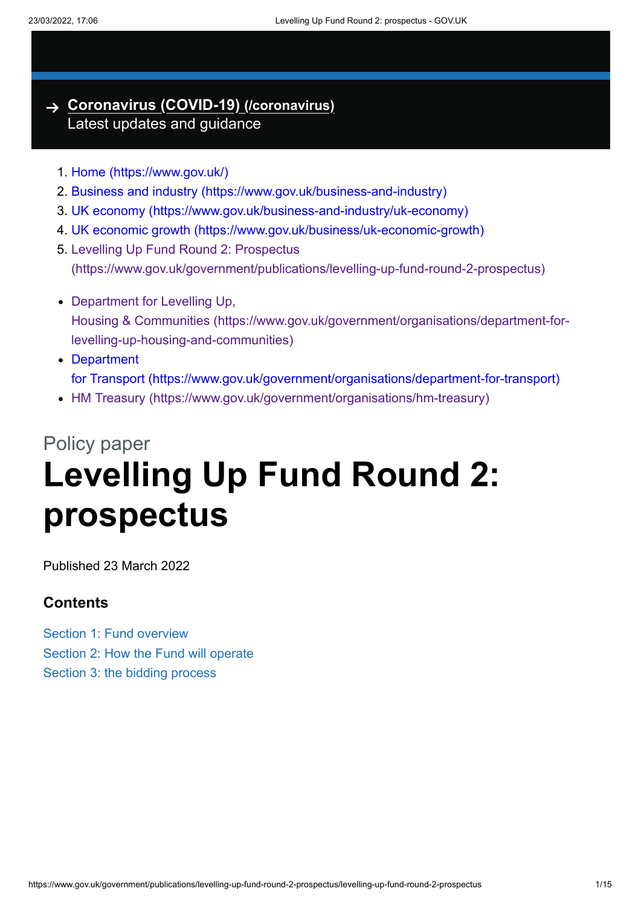→ **Coronavirus (COVID-19) (/coronavirus)**
Latest updates and guidance

1. Home (https://www.gov.uk/)
2. Business and industry (https://www.gov.uk/business-and-industry)
3. UK economy (https://www.gov.uk/business-and-industry/uk-economy)
4. UK economic growth (https://www.gov.uk/business/uk-economic-growth)
5. Levelling Up Fund Round 2: Prospectus (https://www.gov.uk/government/publications/levelling-up-fund-round-2-prospectus)

- Department for Levelling Up, Housing & Communities (https://www.gov.uk/government/organisations/department-for-levelling-up-housing-and-communities)
- Department for Transport (https://www.gov.uk/government/organisations/department-for-transport)
- HM Treasury (https://www.gov.uk/government/organisations/hm-treasury)

Policy paper

# Levelling Up Fund Round 2: prospectus

Published 23 March 2022

## Contents

Section 1: Fund overview
Section 2: How the Fund will operate
Section 3: the bidding process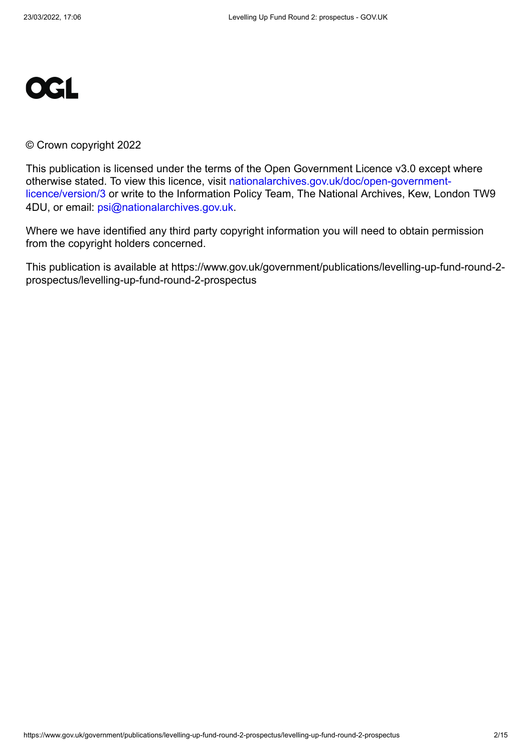OGL

© Crown copyright 2022

This publication is licensed under the terms of the Open Government Licence v3.0 except where otherwise stated. To view this licence, visit [nationalarchives.gov.uk/doc/open-government-licence/version/3](http://nationalarchives.gov.uk/doc/open-government-licence/version/3) or write to the Information Policy Team, The National Archives, Kew, London TW9 4DU, or email: [psi@nationalarchives.gov.uk](mailto:psi@nationalarchives.gov.uk).

Where we have identified any third party copyright information you will need to obtain permission from the copyright holders concerned.

This publication is available at https://www.gov.uk/government/publications/levelling-up-fund-round-2-prospectus/levelling-up-fund-round-2-prospectus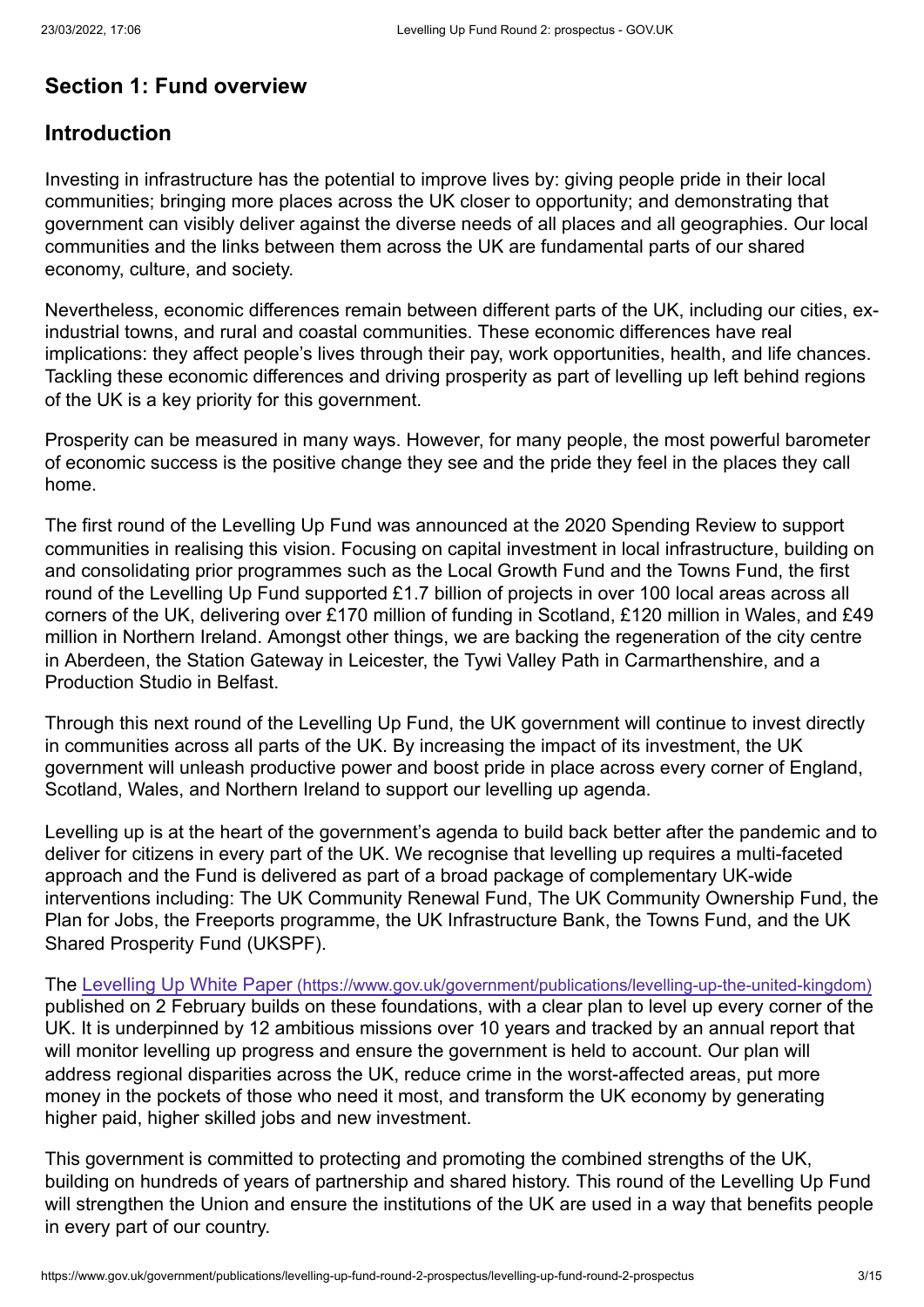## Section 1: Fund overview

## Introduction

Investing in infrastructure has the potential to improve lives by: giving people pride in their local communities; bringing more places across the UK closer to opportunity; and demonstrating that government can visibly deliver against the diverse needs of all places and all geographies. Our local communities and the links between them across the UK are fundamental parts of our shared economy, culture, and society.

Nevertheless, economic differences remain between different parts of the UK, including our cities, ex-industrial towns, and rural and coastal communities. These economic differences have real implications: they affect people's lives through their pay, work opportunities, health, and life chances. Tackling these economic differences and driving prosperity as part of levelling up left behind regions of the UK is a key priority for this government.

Prosperity can be measured in many ways. However, for many people, the most powerful barometer of economic success is the positive change they see and the pride they feel in the places they call home.

The first round of the Levelling Up Fund was announced at the 2020 Spending Review to support communities in realising this vision. Focusing on capital investment in local infrastructure, building on and consolidating prior programmes such as the Local Growth Fund and the Towns Fund, the first round of the Levelling Up Fund supported £1.7 billion of projects in over 100 local areas across all corners of the UK, delivering over £170 million of funding in Scotland, £120 million in Wales, and £49 million in Northern Ireland. Amongst other things, we are backing the regeneration of the city centre in Aberdeen, the Station Gateway in Leicester, the Tywi Valley Path in Carmarthenshire, and a Production Studio in Belfast.

Through this next round of the Levelling Up Fund, the UK government will continue to invest directly in communities across all parts of the UK. By increasing the impact of its investment, the UK government will unleash productive power and boost pride in place across every corner of England, Scotland, Wales, and Northern Ireland to support our levelling up agenda.

Levelling up is at the heart of the government's agenda to build back better after the pandemic and to deliver for citizens in every part of the UK. We recognise that levelling up requires a multi-faceted approach and the Fund is delivered as part of a broad package of complementary UK-wide interventions including: The UK Community Renewal Fund, The UK Community Ownership Fund, the Plan for Jobs, the Freeports programme, the UK Infrastructure Bank, the Towns Fund, and the UK Shared Prosperity Fund (UKSPF).

The [Levelling Up White Paper (https://www.gov.uk/government/publications/levelling-up-the-united-kingdom)](https://www.gov.uk/government/publications/levelling-up-the-united-kingdom) published on 2 February builds on these foundations, with a clear plan to level up every corner of the UK. It is underpinned by 12 ambitious missions over 10 years and tracked by an annual report that will monitor levelling up progress and ensure the government is held to account. Our plan will address regional disparities across the UK, reduce crime in the worst-affected areas, put more money in the pockets of those who need it most, and transform the UK economy by generating higher paid, higher skilled jobs and new investment.

This government is committed to protecting and promoting the combined strengths of the UK, building on hundreds of years of partnership and shared history. This round of the Levelling Up Fund will strengthen the Union and ensure the institutions of the UK are used in a way that benefits people in every part of our country.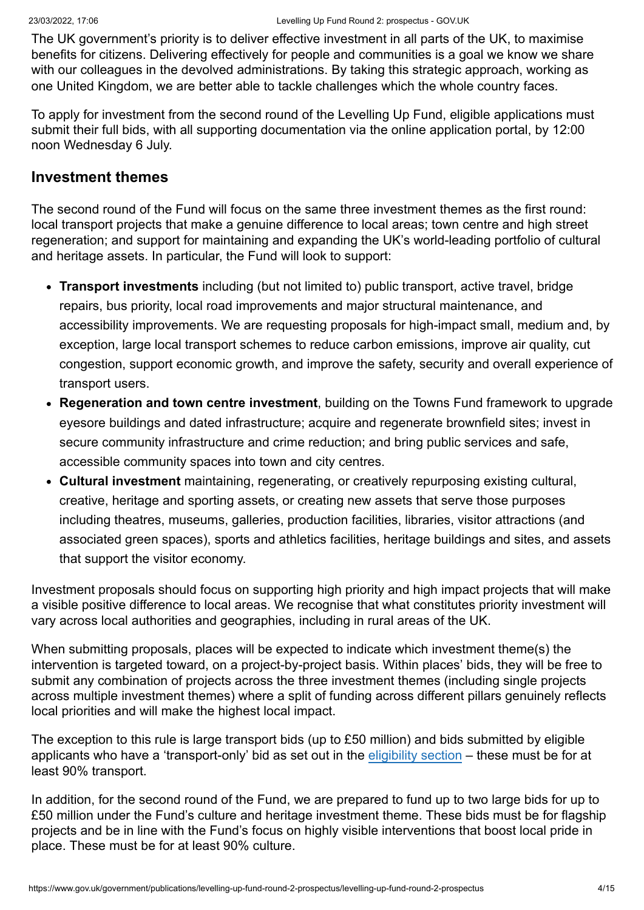The UK government's priority is to deliver effective investment in all parts of the UK, to maximise benefits for citizens. Delivering effectively for people and communities is a goal we know we share with our colleagues in the devolved administrations. By taking this strategic approach, working as one United Kingdom, we are better able to tackle challenges which the whole country faces.

To apply for investment from the second round of the Levelling Up Fund, eligible applications must submit their full bids, with all supporting documentation via the online application portal, by 12:00 noon Wednesday 6 July.

## Investment themes

The second round of the Fund will focus on the same three investment themes as the first round: local transport projects that make a genuine difference to local areas; town centre and high street regeneration; and support for maintaining and expanding the UK's world-leading portfolio of cultural and heritage assets. In particular, the Fund will look to support:

- **Transport investments** including (but not limited to) public transport, active travel, bridge repairs, bus priority, local road improvements and major structural maintenance, and accessibility improvements. We are requesting proposals for high-impact small, medium and, by exception, large local transport schemes to reduce carbon emissions, improve air quality, cut congestion, support economic growth, and improve the safety, security and overall experience of transport users.
- **Regeneration and town centre investment**, building on the Towns Fund framework to upgrade eyesore buildings and dated infrastructure; acquire and regenerate brownfield sites; invest in secure community infrastructure and crime reduction; and bring public services and safe, accessible community spaces into town and city centres.
- **Cultural investment** maintaining, regenerating, or creatively repurposing existing cultural, creative, heritage and sporting assets, or creating new assets that serve those purposes including theatres, museums, galleries, production facilities, libraries, visitor attractions (and associated green spaces), sports and athletics facilities, heritage buildings and sites, and assets that support the visitor economy.

Investment proposals should focus on supporting high priority and high impact projects that will make a visible positive difference to local areas. We recognise that what constitutes priority investment will vary across local authorities and geographies, including in rural areas of the UK.

When submitting proposals, places will be expected to indicate which investment theme(s) the intervention is targeted toward, on a project-by-project basis. Within places' bids, they will be free to submit any combination of projects across the three investment themes (including single projects across multiple investment themes) where a split of funding across different pillars genuinely reflects local priorities and will make the highest local impact.

The exception to this rule is large transport bids (up to £50 million) and bids submitted by eligible applicants who have a 'transport-only' bid as set out in the eligibility section – these must be for at least 90% transport.

In addition, for the second round of the Fund, we are prepared to fund up to two large bids for up to £50 million under the Fund's culture and heritage investment theme. These bids must be for flagship projects and be in line with the Fund's focus on highly visible interventions that boost local pride in place. These must be for at least 90% culture.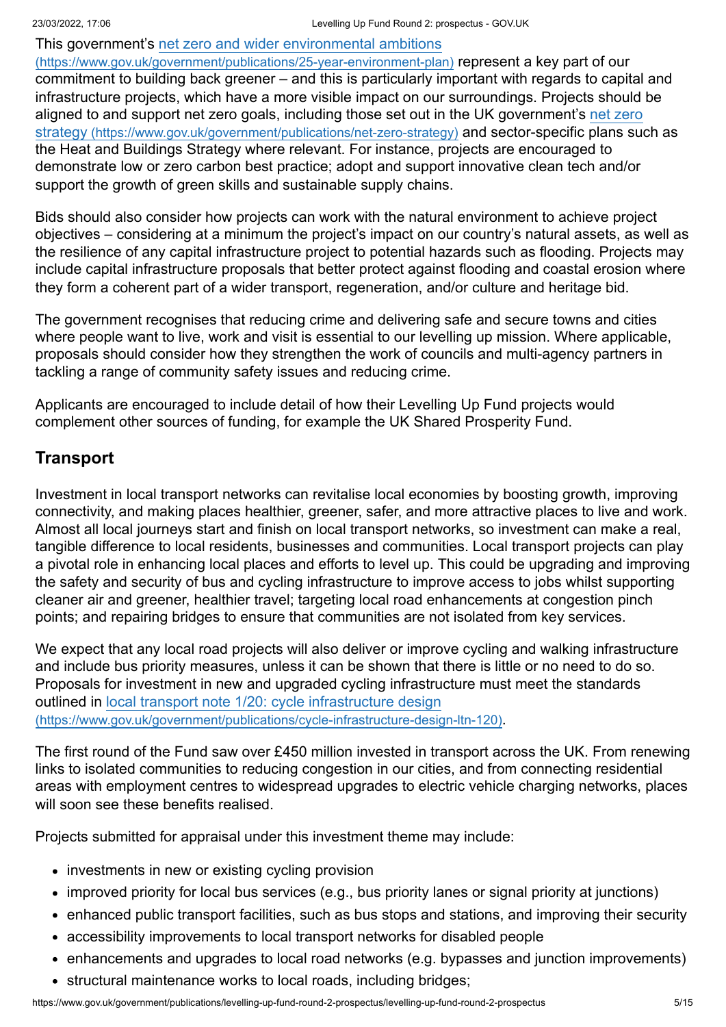This government's [net zero and wider environmental ambitions (https://www.gov.uk/government/publications/25-year-environment-plan)](https://www.gov.uk/government/publications/25-year-environment-plan) represent a key part of our commitment to building back greener – and this is particularly important with regards to capital and infrastructure projects, which have a more visible impact on our surroundings. Projects should be aligned to and support net zero goals, including those set out in the UK government's [net zero strategy (https://www.gov.uk/government/publications/net-zero-strategy)](https://www.gov.uk/government/publications/net-zero-strategy) and sector-specific plans such as the Heat and Buildings Strategy where relevant. For instance, projects are encouraged to demonstrate low or zero carbon best practice; adopt and support innovative clean tech and/or support the growth of green skills and sustainable supply chains.

Bids should also consider how projects can work with the natural environment to achieve project objectives – considering at a minimum the project's impact on our country's natural assets, as well as the resilience of any capital infrastructure project to potential hazards such as flooding. Projects may include capital infrastructure proposals that better protect against flooding and coastal erosion where they form a coherent part of a wider transport, regeneration, and/or culture and heritage bid.

The government recognises that reducing crime and delivering safe and secure towns and cities where people want to live, work and visit is essential to our levelling up mission. Where applicable, proposals should consider how they strengthen the work of councils and multi-agency partners in tackling a range of community safety issues and reducing crime.

Applicants are encouraged to include detail of how their Levelling Up Fund projects would complement other sources of funding, for example the UK Shared Prosperity Fund.

## Transport

Investment in local transport networks can revitalise local economies by boosting growth, improving connectivity, and making places healthier, greener, safer, and more attractive places to live and work. Almost all local journeys start and finish on local transport networks, so investment can make a real, tangible difference to local residents, businesses and communities. Local transport projects can play a pivotal role in enhancing local places and efforts to level up. This could be upgrading and improving the safety and security of bus and cycling infrastructure to improve access to jobs whilst supporting cleaner air and greener, healthier travel; targeting local road enhancements at congestion pinch points; and repairing bridges to ensure that communities are not isolated from key services.

We expect that any local road projects will also deliver or improve cycling and walking infrastructure and include bus priority measures, unless it can be shown that there is little or no need to do so. Proposals for investment in new and upgraded cycling infrastructure must meet the standards outlined in [local transport note 1/20: cycle infrastructure design (https://www.gov.uk/government/publications/cycle-infrastructure-design-ltn-120)](https://www.gov.uk/government/publications/cycle-infrastructure-design-ltn-120).

The first round of the Fund saw over £450 million invested in transport across the UK. From renewing links to isolated communities to reducing congestion in our cities, and from connecting residential areas with employment centres to widespread upgrades to electric vehicle charging networks, places will soon see these benefits realised.

Projects submitted for appraisal under this investment theme may include:

- investments in new or existing cycling provision
- improved priority for local bus services (e.g., bus priority lanes or signal priority at junctions)
- enhanced public transport facilities, such as bus stops and stations, and improving their security
- accessibility improvements to local transport networks for disabled people
- enhancements and upgrades to local road networks (e.g. bypasses and junction improvements)
- structural maintenance works to local roads, including bridges;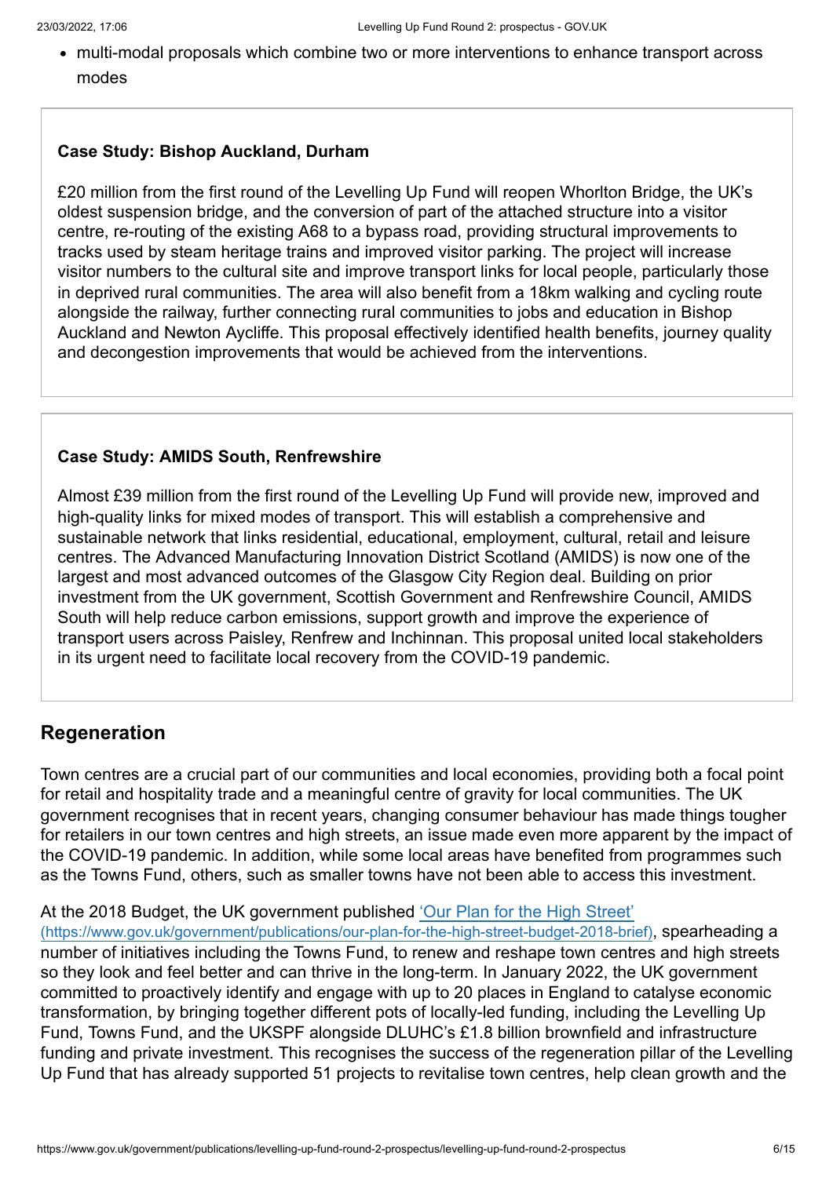- multi-modal proposals which combine two or more interventions to enhance transport across modes

**Case Study: Bishop Auckland, Durham**

£20 million from the first round of the Levelling Up Fund will reopen Whorlton Bridge, the UK's oldest suspension bridge, and the conversion of part of the attached structure into a visitor centre, re-routing of the existing A68 to a bypass road, providing structural improvements to tracks used by steam heritage trains and improved visitor parking. The project will increase visitor numbers to the cultural site and improve transport links for local people, particularly those in deprived rural communities. The area will also benefit from a 18km walking and cycling route alongside the railway, further connecting rural communities to jobs and education in Bishop Auckland and Newton Aycliffe. This proposal effectively identified health benefits, journey quality and decongestion improvements that would be achieved from the interventions.

**Case Study: AMIDS South, Renfrewshire**

Almost £39 million from the first round of the Levelling Up Fund will provide new, improved and high-quality links for mixed modes of transport. This will establish a comprehensive and sustainable network that links residential, educational, employment, cultural, retail and leisure centres. The Advanced Manufacturing Innovation District Scotland (AMIDS) is now one of the largest and most advanced outcomes of the Glasgow City Region deal. Building on prior investment from the UK government, Scottish Government and Renfrewshire Council, AMIDS South will help reduce carbon emissions, support growth and improve the experience of transport users across Paisley, Renfrew and Inchinnan. This proposal united local stakeholders in its urgent need to facilitate local recovery from the COVID-19 pandemic.

## Regeneration

Town centres are a crucial part of our communities and local economies, providing both a focal point for retail and hospitality trade and a meaningful centre of gravity for local communities. The UK government recognises that in recent years, changing consumer behaviour has made things tougher for retailers in our town centres and high streets, an issue made even more apparent by the impact of the COVID-19 pandemic. In addition, while some local areas have benefited from programmes such as the Towns Fund, others, such as smaller towns have not been able to access this investment.

At the 2018 Budget, the UK government published 'Our Plan for the High Street' (https://www.gov.uk/government/publications/our-plan-for-the-high-street-budget-2018-brief), spearheading a number of initiatives including the Towns Fund, to renew and reshape town centres and high streets so they look and feel better and can thrive in the long-term. In January 2022, the UK government committed to proactively identify and engage with up to 20 places in England to catalyse economic transformation, by bringing together different pots of locally-led funding, including the Levelling Up Fund, Towns Fund, and the UKSPF alongside DLUHC's £1.8 billion brownfield and infrastructure funding and private investment. This recognises the success of the regeneration pillar of the Levelling Up Fund that has already supported 51 projects to revitalise town centres, help clean growth and the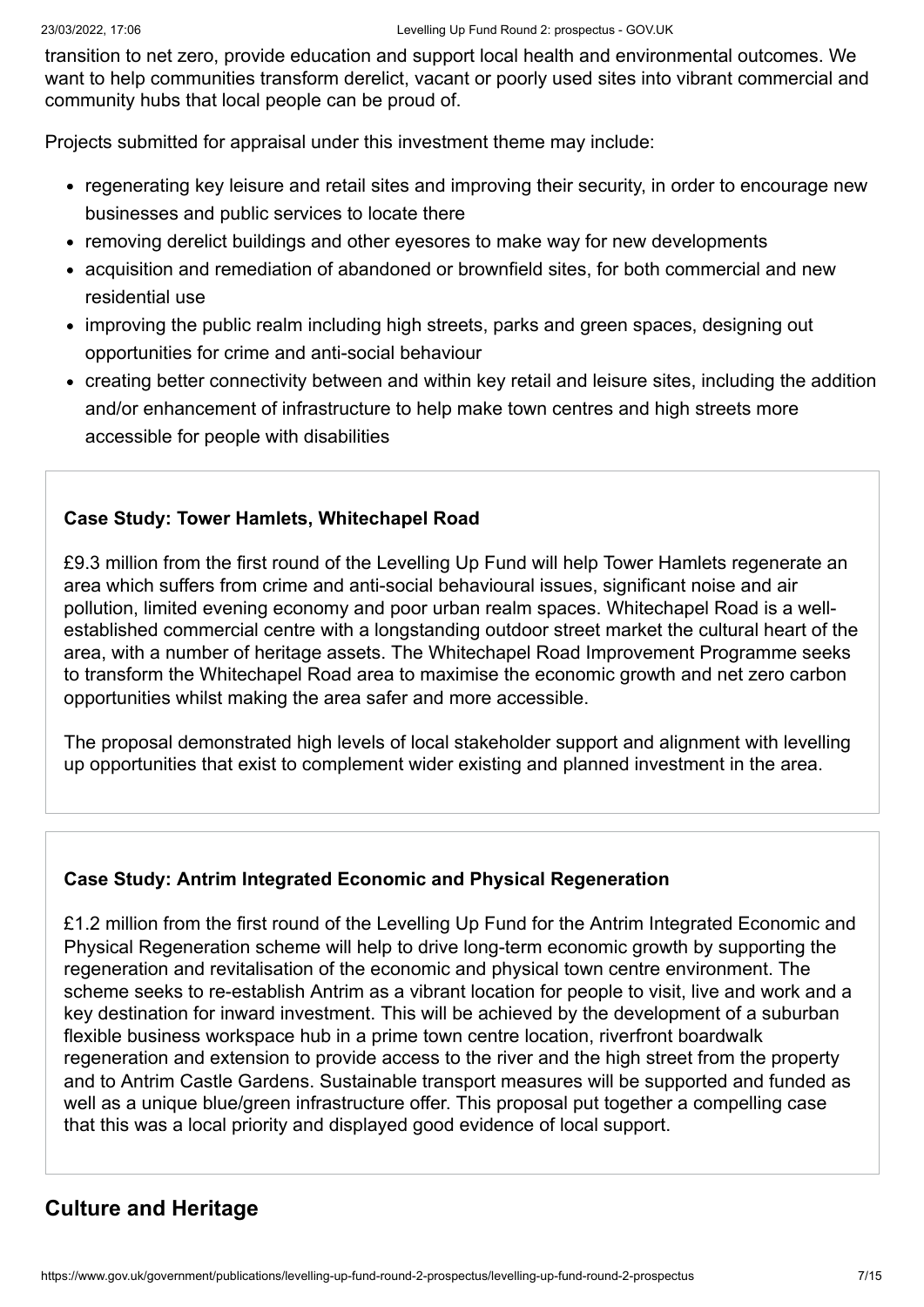transition to net zero, provide education and support local health and environmental outcomes. We want to help communities transform derelict, vacant or poorly used sites into vibrant commercial and community hubs that local people can be proud of.

Projects submitted for appraisal under this investment theme may include:

- regenerating key leisure and retail sites and improving their security, in order to encourage new businesses and public services to locate there
- removing derelict buildings and other eyesores to make way for new developments
- acquisition and remediation of abandoned or brownfield sites, for both commercial and new residential use
- improving the public realm including high streets, parks and green spaces, designing out opportunities for crime and anti-social behaviour
- creating better connectivity between and within key retail and leisure sites, including the addition and/or enhancement of infrastructure to help make town centres and high streets more accessible for people with disabilities

**Case Study: Tower Hamlets, Whitechapel Road**

£9.3 million from the first round of the Levelling Up Fund will help Tower Hamlets regenerate an area which suffers from crime and anti-social behavioural issues, significant noise and air pollution, limited evening economy and poor urban realm spaces. Whitechapel Road is a well-established commercial centre with a longstanding outdoor street market the cultural heart of the area, with a number of heritage assets. The Whitechapel Road Improvement Programme seeks to transform the Whitechapel Road area to maximise the economic growth and net zero carbon opportunities whilst making the area safer and more accessible.

The proposal demonstrated high levels of local stakeholder support and alignment with levelling up opportunities that exist to complement wider existing and planned investment in the area.

**Case Study: Antrim Integrated Economic and Physical Regeneration**

£1.2 million from the first round of the Levelling Up Fund for the Antrim Integrated Economic and Physical Regeneration scheme will help to drive long-term economic growth by supporting the regeneration and revitalisation of the economic and physical town centre environment. The scheme seeks to re-establish Antrim as a vibrant location for people to visit, live and work and a key destination for inward investment. This will be achieved by the development of a suburban flexible business workspace hub in a prime town centre location, riverfront boardwalk regeneration and extension to provide access to the river and the high street from the property and to Antrim Castle Gardens. Sustainable transport measures will be supported and funded as well as a unique blue/green infrastructure offer. This proposal put together a compelling case that this was a local priority and displayed good evidence of local support.

## Culture and Heritage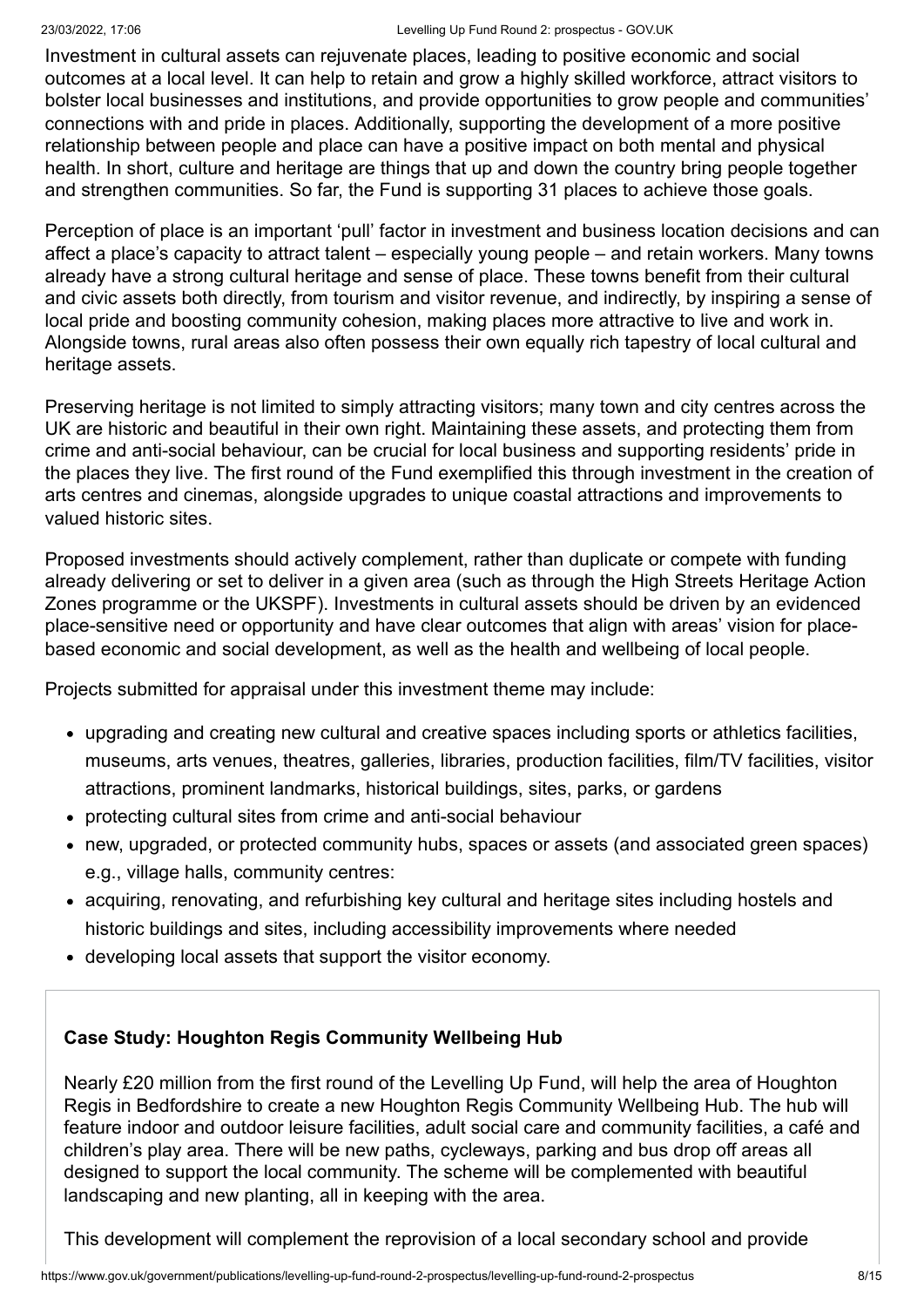Investment in cultural assets can rejuvenate places, leading to positive economic and social outcomes at a local level. It can help to retain and grow a highly skilled workforce, attract visitors to bolster local businesses and institutions, and provide opportunities to grow people and communities' connections with and pride in places. Additionally, supporting the development of a more positive relationship between people and place can have a positive impact on both mental and physical health. In short, culture and heritage are things that up and down the country bring people together and strengthen communities. So far, the Fund is supporting 31 places to achieve those goals.

Perception of place is an important 'pull' factor in investment and business location decisions and can affect a place's capacity to attract talent – especially young people – and retain workers. Many towns already have a strong cultural heritage and sense of place. These towns benefit from their cultural and civic assets both directly, from tourism and visitor revenue, and indirectly, by inspiring a sense of local pride and boosting community cohesion, making places more attractive to live and work in. Alongside towns, rural areas also often possess their own equally rich tapestry of local cultural and heritage assets.

Preserving heritage is not limited to simply attracting visitors; many town and city centres across the UK are historic and beautiful in their own right. Maintaining these assets, and protecting them from crime and anti-social behaviour, can be crucial for local business and supporting residents' pride in the places they live. The first round of the Fund exemplified this through investment in the creation of arts centres and cinemas, alongside upgrades to unique coastal attractions and improvements to valued historic sites.

Proposed investments should actively complement, rather than duplicate or compete with funding already delivering or set to deliver in a given area (such as through the High Streets Heritage Action Zones programme or the UKSPF). Investments in cultural assets should be driven by an evidenced place-sensitive need or opportunity and have clear outcomes that align with areas' vision for place-based economic and social development, as well as the health and wellbeing of local people.

Projects submitted for appraisal under this investment theme may include:

- upgrading and creating new cultural and creative spaces including sports or athletics facilities, museums, arts venues, theatres, galleries, libraries, production facilities, film/TV facilities, visitor attractions, prominent landmarks, historical buildings, sites, parks, or gardens
- protecting cultural sites from crime and anti-social behaviour
- new, upgraded, or protected community hubs, spaces or assets (and associated green spaces) e.g., village halls, community centres:
- acquiring, renovating, and refurbishing key cultural and heritage sites including hostels and historic buildings and sites, including accessibility improvements where needed
- developing local assets that support the visitor economy.

**Case Study: Houghton Regis Community Wellbeing Hub**

Nearly £20 million from the first round of the Levelling Up Fund, will help the area of Houghton Regis in Bedfordshire to create a new Houghton Regis Community Wellbeing Hub. The hub will feature indoor and outdoor leisure facilities, adult social care and community facilities, a café and children's play area. There will be new paths, cycleways, parking and bus drop off areas all designed to support the local community. The scheme will be complemented with beautiful landscaping and new planting, all in keeping with the area.

This development will complement the reprovision of a local secondary school and provide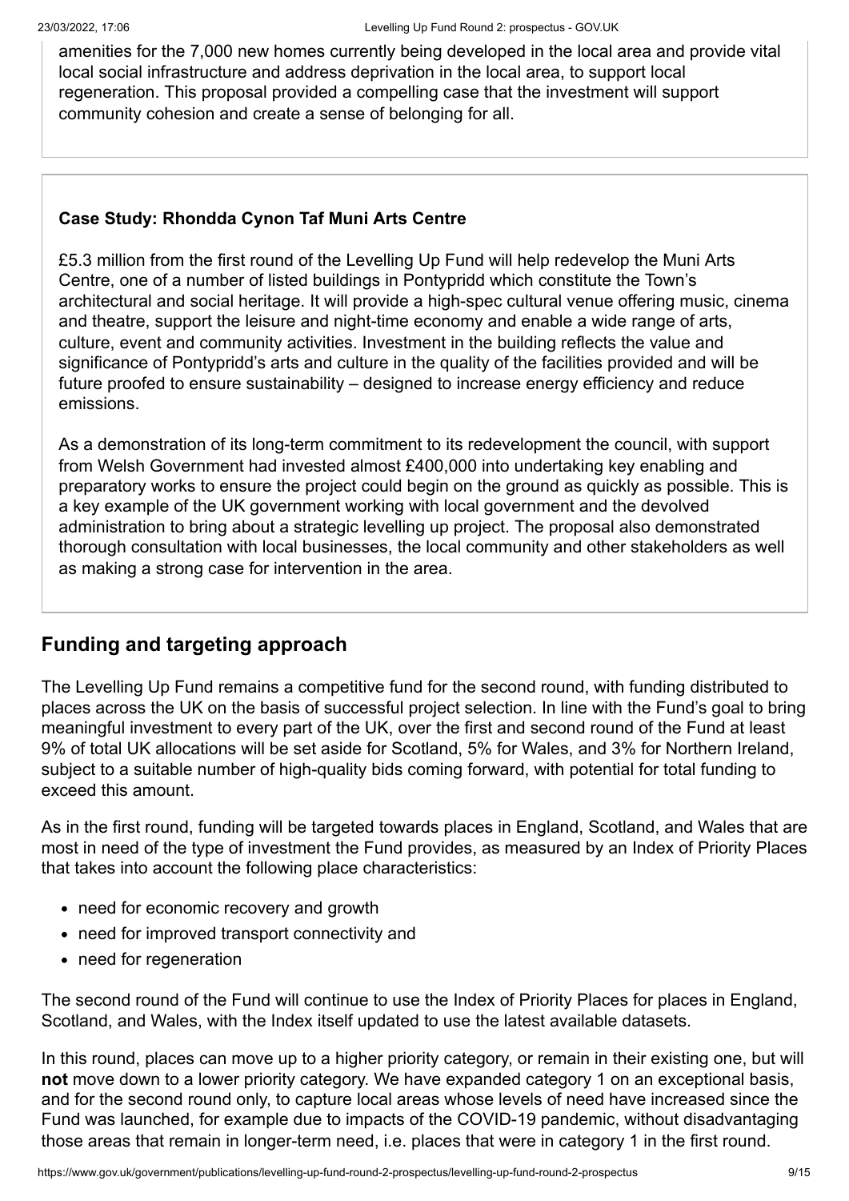amenities for the 7,000 new homes currently being developed in the local area and provide vital local social infrastructure and address deprivation in the local area, to support local regeneration. This proposal provided a compelling case that the investment will support community cohesion and create a sense of belonging for all.

**Case Study: Rhondda Cynon Taf Muni Arts Centre**

£5.3 million from the first round of the Levelling Up Fund will help redevelop the Muni Arts Centre, one of a number of listed buildings in Pontypridd which constitute the Town's architectural and social heritage. It will provide a high-spec cultural venue offering music, cinema and theatre, support the leisure and night-time economy and enable a wide range of arts, culture, event and community activities. Investment in the building reflects the value and significance of Pontypridd's arts and culture in the quality of the facilities provided and will be future proofed to ensure sustainability – designed to increase energy efficiency and reduce emissions.

As a demonstration of its long-term commitment to its redevelopment the council, with support from Welsh Government had invested almost £400,000 into undertaking key enabling and preparatory works to ensure the project could begin on the ground as quickly as possible. This is a key example of the UK government working with local government and the devolved administration to bring about a strategic levelling up project. The proposal also demonstrated thorough consultation with local businesses, the local community and other stakeholders as well as making a strong case for intervention in the area.

## Funding and targeting approach

The Levelling Up Fund remains a competitive fund for the second round, with funding distributed to places across the UK on the basis of successful project selection. In line with the Fund's goal to bring meaningful investment to every part of the UK, over the first and second round of the Fund at least 9% of total UK allocations will be set aside for Scotland, 5% for Wales, and 3% for Northern Ireland, subject to a suitable number of high-quality bids coming forward, with potential for total funding to exceed this amount.

As in the first round, funding will be targeted towards places in England, Scotland, and Wales that are most in need of the type of investment the Fund provides, as measured by an Index of Priority Places that takes into account the following place characteristics:

- need for economic recovery and growth
- need for improved transport connectivity and
- need for regeneration

The second round of the Fund will continue to use the Index of Priority Places for places in England, Scotland, and Wales, with the Index itself updated to use the latest available datasets.

In this round, places can move up to a higher priority category, or remain in their existing one, but will **not** move down to a lower priority category. We have expanded category 1 on an exceptional basis, and for the second round only, to capture local areas whose levels of need have increased since the Fund was launched, for example due to impacts of the COVID-19 pandemic, without disadvantaging those areas that remain in longer-term need, i.e. places that were in category 1 in the first round.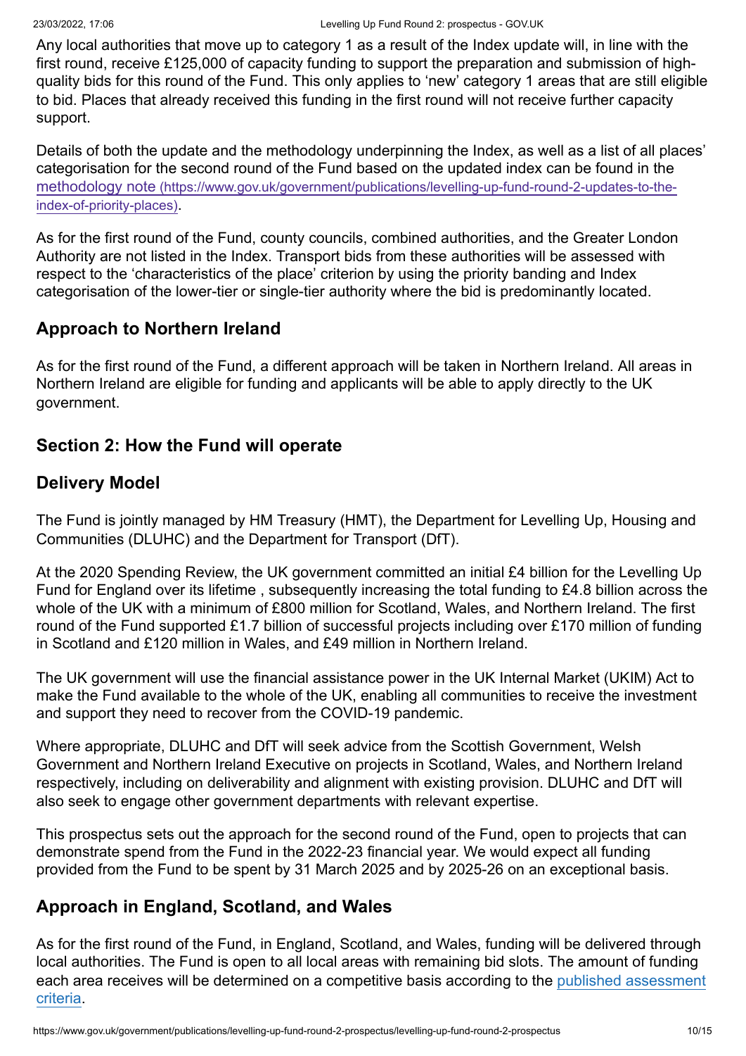Any local authorities that move up to category 1 as a result of the Index update will, in line with the first round, receive £125,000 of capacity funding to support the preparation and submission of high-quality bids for this round of the Fund. This only applies to 'new' category 1 areas that are still eligible to bid. Places that already received this funding in the first round will not receive further capacity support.

Details of both the update and the methodology underpinning the Index, as well as a list of all places' categorisation for the second round of the Fund based on the updated index can be found in the [methodology note (https://www.gov.uk/government/publications/levelling-up-fund-round-2-updates-to-the-index-of-priority-places)](https://www.gov.uk/government/publications/levelling-up-fund-round-2-updates-to-the-index-of-priority-places).

As for the first round of the Fund, county councils, combined authorities, and the Greater London Authority are not listed in the Index. Transport bids from these authorities will be assessed with respect to the 'characteristics of the place' criterion by using the priority banding and Index categorisation of the lower-tier or single-tier authority where the bid is predominantly located.

## Approach to Northern Ireland

As for the first round of the Fund, a different approach will be taken in Northern Ireland. All areas in Northern Ireland are eligible for funding and applicants will be able to apply directly to the UK government.

## Section 2: How the Fund will operate

## Delivery Model

The Fund is jointly managed by HM Treasury (HMT), the Department for Levelling Up, Housing and Communities (DLUHC) and the Department for Transport (DfT).

At the 2020 Spending Review, the UK government committed an initial £4 billion for the Levelling Up Fund for England over its lifetime , subsequently increasing the total funding to £4.8 billion across the whole of the UK with a minimum of £800 million for Scotland, Wales, and Northern Ireland. The first round of the Fund supported £1.7 billion of successful projects including over £170 million of funding in Scotland and £120 million in Wales, and £49 million in Northern Ireland.

The UK government will use the financial assistance power in the UK Internal Market (UKIM) Act to make the Fund available to the whole of the UK, enabling all communities to receive the investment and support they need to recover from the COVID-19 pandemic.

Where appropriate, DLUHC and DfT will seek advice from the Scottish Government, Welsh Government and Northern Ireland Executive on projects in Scotland, Wales, and Northern Ireland respectively, including on deliverability and alignment with existing provision. DLUHC and DfT will also seek to engage other government departments with relevant expertise.

This prospectus sets out the approach for the second round of the Fund, open to projects that can demonstrate spend from the Fund in the 2022-23 financial year. We would expect all funding provided from the Fund to be spent by 31 March 2025 and by 2025-26 on an exceptional basis.

## Approach in England, Scotland, and Wales

As for the first round of the Fund, in England, Scotland, and Wales, funding will be delivered through local authorities. The Fund is open to all local areas with remaining bid slots. The amount of funding each area receives will be determined on a competitive basis according to the published assessment criteria.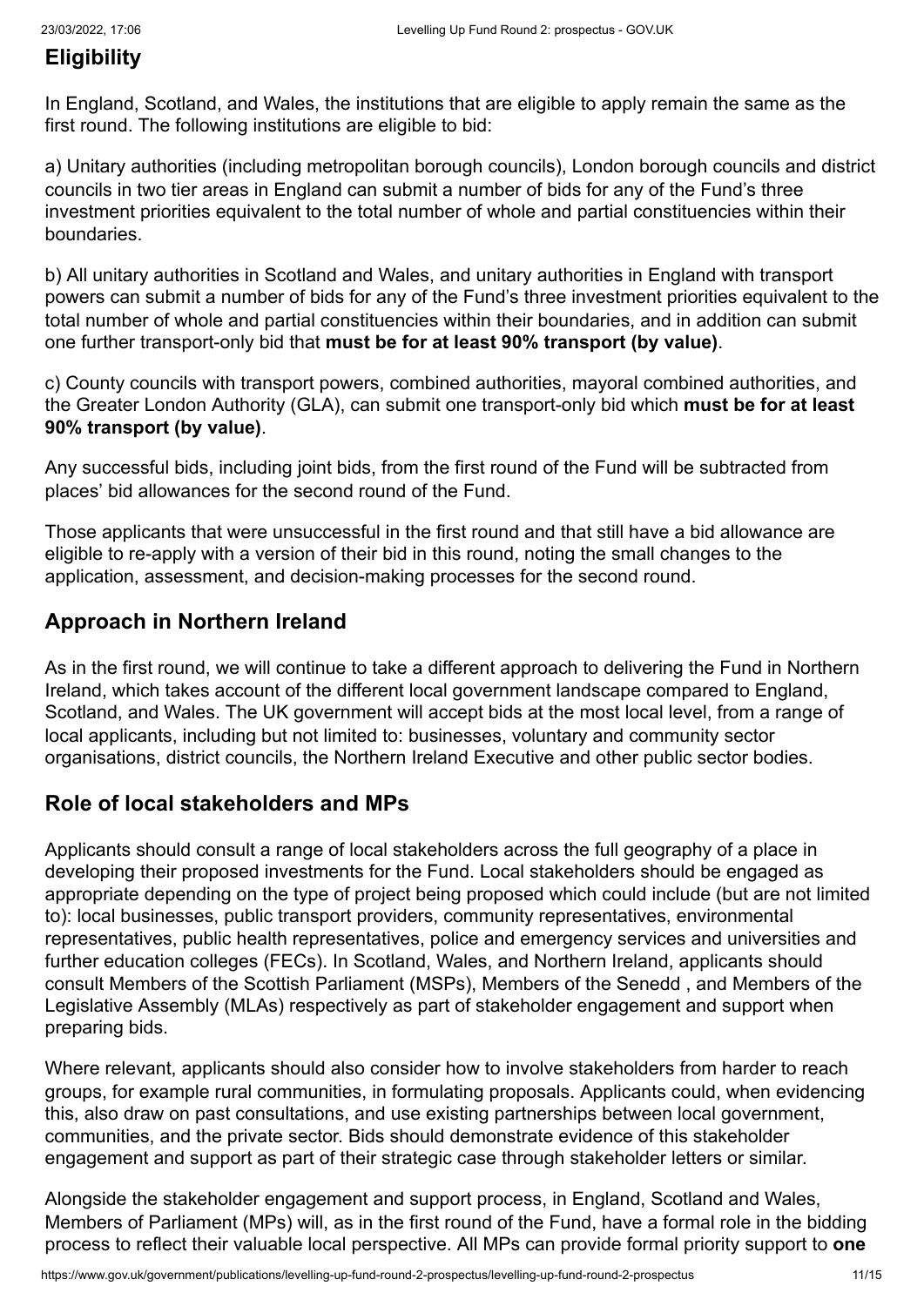## Eligibility

In England, Scotland, and Wales, the institutions that are eligible to apply remain the same as the first round. The following institutions are eligible to bid:

a) Unitary authorities (including metropolitan borough councils), London borough councils and district councils in two tier areas in England can submit a number of bids for any of the Fund's three investment priorities equivalent to the total number of whole and partial constituencies within their boundaries.

b) All unitary authorities in Scotland and Wales, and unitary authorities in England with transport powers can submit a number of bids for any of the Fund's three investment priorities equivalent to the total number of whole and partial constituencies within their boundaries, and in addition can submit one further transport-only bid that **must be for at least 90% transport (by value)**.

c) County councils with transport powers, combined authorities, mayoral combined authorities, and the Greater London Authority (GLA), can submit one transport-only bid which **must be for at least 90% transport (by value)**.

Any successful bids, including joint bids, from the first round of the Fund will be subtracted from places' bid allowances for the second round of the Fund.

Those applicants that were unsuccessful in the first round and that still have a bid allowance are eligible to re-apply with a version of their bid in this round, noting the small changes to the application, assessment, and decision-making processes for the second round.

## Approach in Northern Ireland

As in the first round, we will continue to take a different approach to delivering the Fund in Northern Ireland, which takes account of the different local government landscape compared to England, Scotland, and Wales. The UK government will accept bids at the most local level, from a range of local applicants, including but not limited to: businesses, voluntary and community sector organisations, district councils, the Northern Ireland Executive and other public sector bodies.

## Role of local stakeholders and MPs

Applicants should consult a range of local stakeholders across the full geography of a place in developing their proposed investments for the Fund. Local stakeholders should be engaged as appropriate depending on the type of project being proposed which could include (but are not limited to): local businesses, public transport providers, community representatives, environmental representatives, public health representatives, police and emergency services and universities and further education colleges (FECs). In Scotland, Wales, and Northern Ireland, applicants should consult Members of the Scottish Parliament (MSPs), Members of the Senedd , and Members of the Legislative Assembly (MLAs) respectively as part of stakeholder engagement and support when preparing bids.

Where relevant, applicants should also consider how to involve stakeholders from harder to reach groups, for example rural communities, in formulating proposals. Applicants could, when evidencing this, also draw on past consultations, and use existing partnerships between local government, communities, and the private sector. Bids should demonstrate evidence of this stakeholder engagement and support as part of their strategic case through stakeholder letters or similar.

Alongside the stakeholder engagement and support process, in England, Scotland and Wales, Members of Parliament (MPs) will, as in the first round of the Fund, have a formal role in the bidding process to reflect their valuable local perspective. All MPs can provide formal priority support to **one**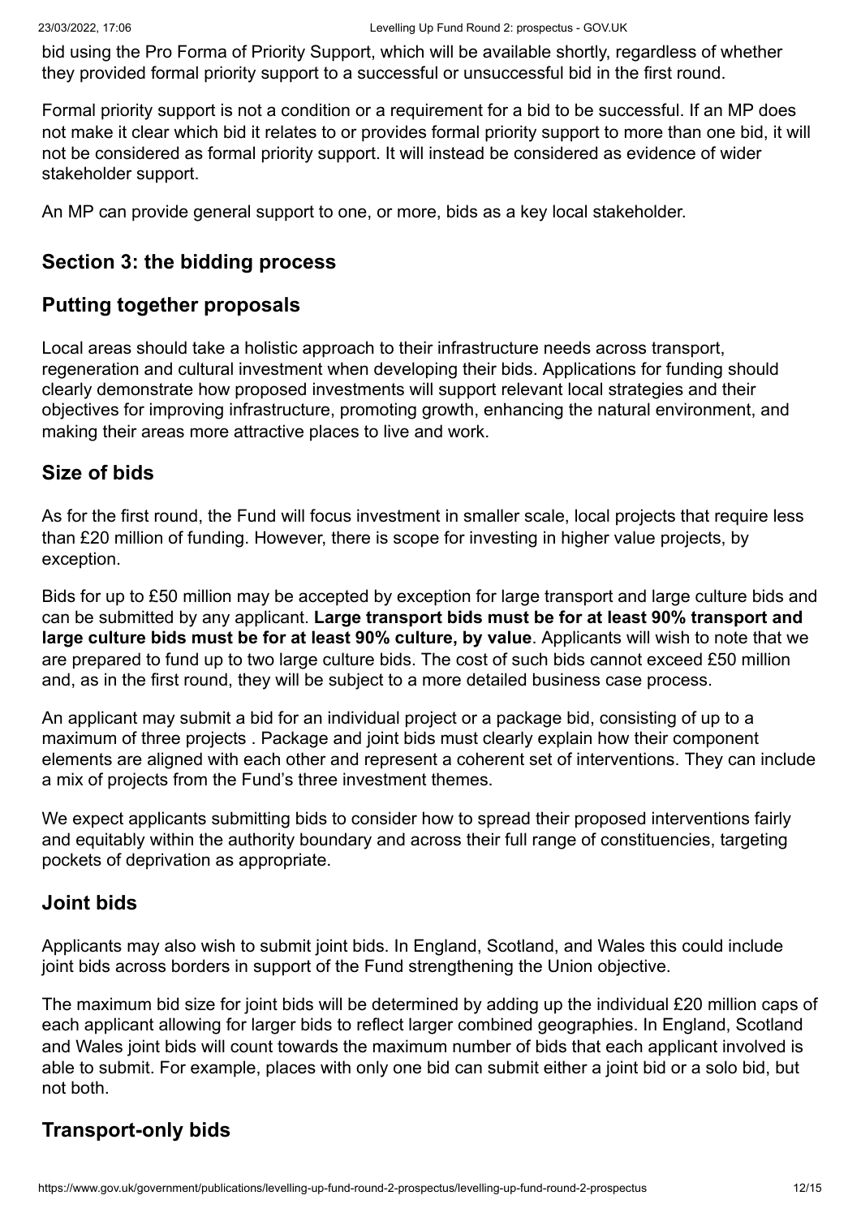bid using the Pro Forma of Priority Support, which will be available shortly, regardless of whether they provided formal priority support to a successful or unsuccessful bid in the first round.

Formal priority support is not a condition or a requirement for a bid to be successful. If an MP does not make it clear which bid it relates to or provides formal priority support to more than one bid, it will not be considered as formal priority support. It will instead be considered as evidence of wider stakeholder support.

An MP can provide general support to one, or more, bids as a key local stakeholder.

## Section 3: the bidding process

### Putting together proposals

Local areas should take a holistic approach to their infrastructure needs across transport, regeneration and cultural investment when developing their bids. Applications for funding should clearly demonstrate how proposed investments will support relevant local strategies and their objectives for improving infrastructure, promoting growth, enhancing the natural environment, and making their areas more attractive places to live and work.

### Size of bids

As for the first round, the Fund will focus investment in smaller scale, local projects that require less than £20 million of funding. However, there is scope for investing in higher value projects, by exception.

Bids for up to £50 million may be accepted by exception for large transport and large culture bids and can be submitted by any applicant. **Large transport bids must be for at least 90% transport and large culture bids must be for at least 90% culture, by value**. Applicants will wish to note that we are prepared to fund up to two large culture bids. The cost of such bids cannot exceed £50 million and, as in the first round, they will be subject to a more detailed business case process.

An applicant may submit a bid for an individual project or a package bid, consisting of up to a maximum of three projects . Package and joint bids must clearly explain how their component elements are aligned with each other and represent a coherent set of interventions. They can include a mix of projects from the Fund's three investment themes.

We expect applicants submitting bids to consider how to spread their proposed interventions fairly and equitably within the authority boundary and across their full range of constituencies, targeting pockets of deprivation as appropriate.

### Joint bids

Applicants may also wish to submit joint bids. In England, Scotland, and Wales this could include joint bids across borders in support of the Fund strengthening the Union objective.

The maximum bid size for joint bids will be determined by adding up the individual £20 million caps of each applicant allowing for larger bids to reflect larger combined geographies. In England, Scotland and Wales joint bids will count towards the maximum number of bids that each applicant involved is able to submit. For example, places with only one bid can submit either a joint bid or a solo bid, but not both.

### Transport-only bids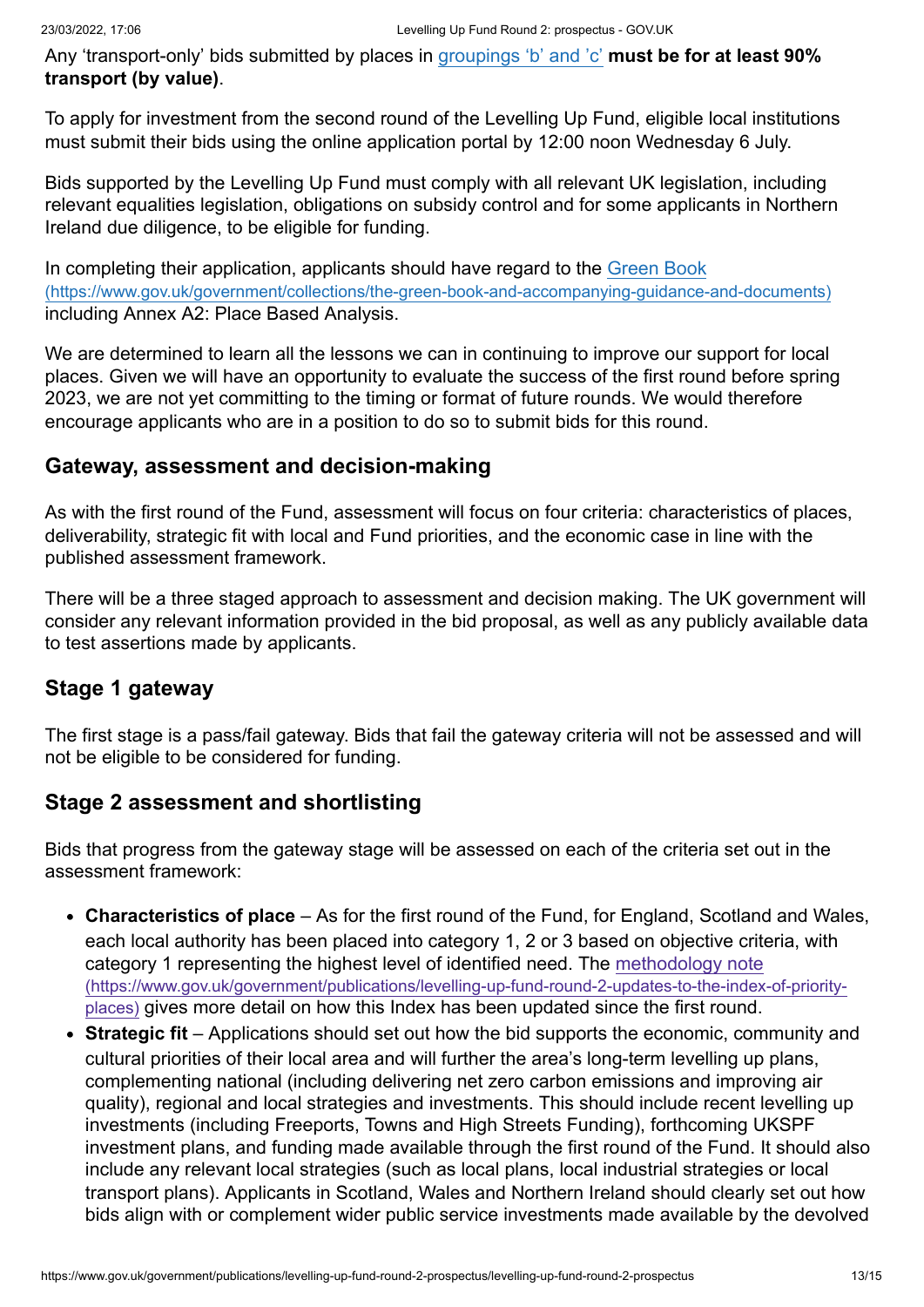Any 'transport-only' bids submitted by places in [groupings 'b' and 'c'](#) **must be for at least 90% transport (by value)**.

To apply for investment from the second round of the Levelling Up Fund, eligible local institutions must submit their bids using the online application portal by 12:00 noon Wednesday 6 July.

Bids supported by the Levelling Up Fund must comply with all relevant UK legislation, including relevant equalities legislation, obligations on subsidy control and for some applicants in Northern Ireland due diligence, to be eligible for funding.

In completing their application, applicants should have regard to the [Green Book (https://www.gov.uk/government/collections/the-green-book-and-accompanying-guidance-and-documents)](https://www.gov.uk/government/collections/the-green-book-and-accompanying-guidance-and-documents) including Annex A2: Place Based Analysis.

We are determined to learn all the lessons we can in continuing to improve our support for local places. Given we will have an opportunity to evaluate the success of the first round before spring 2023, we are not yet committing to the timing or format of future rounds. We would therefore encourage applicants who are in a position to do so to submit bids for this round.

## Gateway, assessment and decision-making

As with the first round of the Fund, assessment will focus on four criteria: characteristics of places, deliverability, strategic fit with local and Fund priorities, and the economic case in line with the published assessment framework.

There will be a three staged approach to assessment and decision making. The UK government will consider any relevant information provided in the bid proposal, as well as any publicly available data to test assertions made by applicants.

## Stage 1 gateway

The first stage is a pass/fail gateway. Bids that fail the gateway criteria will not be assessed and will not be eligible to be considered for funding.

## Stage 2 assessment and shortlisting

Bids that progress from the gateway stage will be assessed on each of the criteria set out in the assessment framework:

- **Characteristics of place** – As for the first round of the Fund, for England, Scotland and Wales, each local authority has been placed into category 1, 2 or 3 based on objective criteria, with category 1 representing the highest level of identified need. The [methodology note (https://www.gov.uk/government/publications/levelling-up-fund-round-2-updates-to-the-index-of-priority-places)](https://www.gov.uk/government/publications/levelling-up-fund-round-2-updates-to-the-index-of-priority-places) gives more detail on how this Index has been updated since the first round.
- **Strategic fit** – Applications should set out how the bid supports the economic, community and cultural priorities of their local area and will further the area's long-term levelling up plans, complementing national (including delivering net zero carbon emissions and improving air quality), regional and local strategies and investments. This should include recent levelling up investments (including Freeports, Towns and High Streets Funding), forthcoming UKSPF investment plans, and funding made available through the first round of the Fund. It should also include any relevant local strategies (such as local plans, local industrial strategies or local transport plans). Applicants in Scotland, Wales and Northern Ireland should clearly set out how bids align with or complement wider public service investments made available by the devolved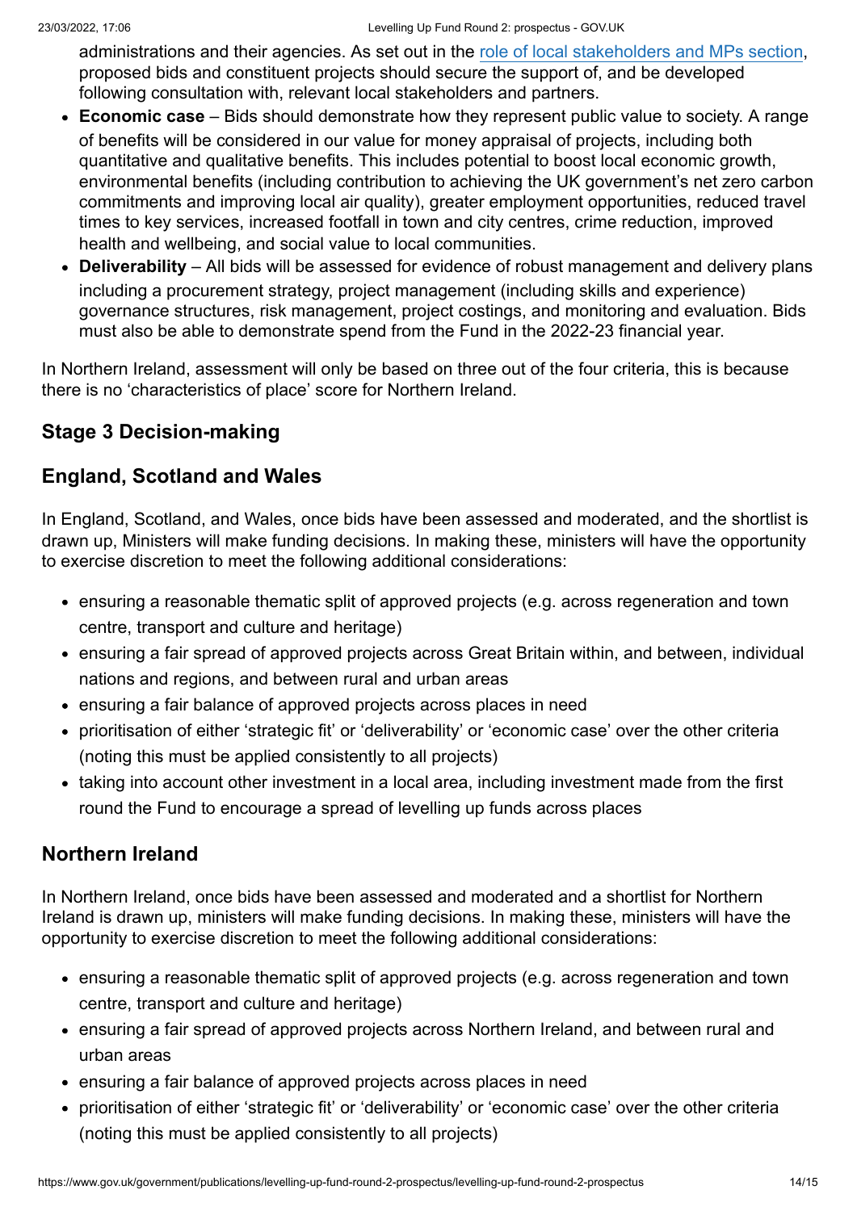administrations and their agencies. As set out in the [role of local stakeholders and MPs section](), proposed bids and constituent projects should secure the support of, and be developed following consultation with, relevant local stakeholders and partners.
- **Economic case** – Bids should demonstrate how they represent public value to society. A range of benefits will be considered in our value for money appraisal of projects, including both quantitative and qualitative benefits. This includes potential to boost local economic growth, environmental benefits (including contribution to achieving the UK government's net zero carbon commitments and improving local air quality), greater employment opportunities, reduced travel times to key services, increased footfall in town and city centres, crime reduction, improved health and wellbeing, and social value to local communities.
- **Deliverability** – All bids will be assessed for evidence of robust management and delivery plans including a procurement strategy, project management (including skills and experience) governance structures, risk management, project costings, and monitoring and evaluation. Bids must also be able to demonstrate spend from the Fund in the 2022-23 financial year.

In Northern Ireland, assessment will only be based on three out of the four criteria, this is because there is no 'characteristics of place' score for Northern Ireland.

### Stage 3 Decision-making

### England, Scotland and Wales

In England, Scotland, and Wales, once bids have been assessed and moderated, and the shortlist is drawn up, Ministers will make funding decisions. In making these, ministers will have the opportunity to exercise discretion to meet the following additional considerations:

- ensuring a reasonable thematic split of approved projects (e.g. across regeneration and town centre, transport and culture and heritage)
- ensuring a fair spread of approved projects across Great Britain within, and between, individual nations and regions, and between rural and urban areas
- ensuring a fair balance of approved projects across places in need
- prioritisation of either 'strategic fit' or 'deliverability' or 'economic case' over the other criteria (noting this must be applied consistently to all projects)
- taking into account other investment in a local area, including investment made from the first round the Fund to encourage a spread of levelling up funds across places

### Northern Ireland

In Northern Ireland, once bids have been assessed and moderated and a shortlist for Northern Ireland is drawn up, ministers will make funding decisions. In making these, ministers will have the opportunity to exercise discretion to meet the following additional considerations:

- ensuring a reasonable thematic split of approved projects (e.g. across regeneration and town centre, transport and culture and heritage)
- ensuring a fair spread of approved projects across Northern Ireland, and between rural and urban areas
- ensuring a fair balance of approved projects across places in need
- prioritisation of either 'strategic fit' or 'deliverability' or 'economic case' over the other criteria (noting this must be applied consistently to all projects)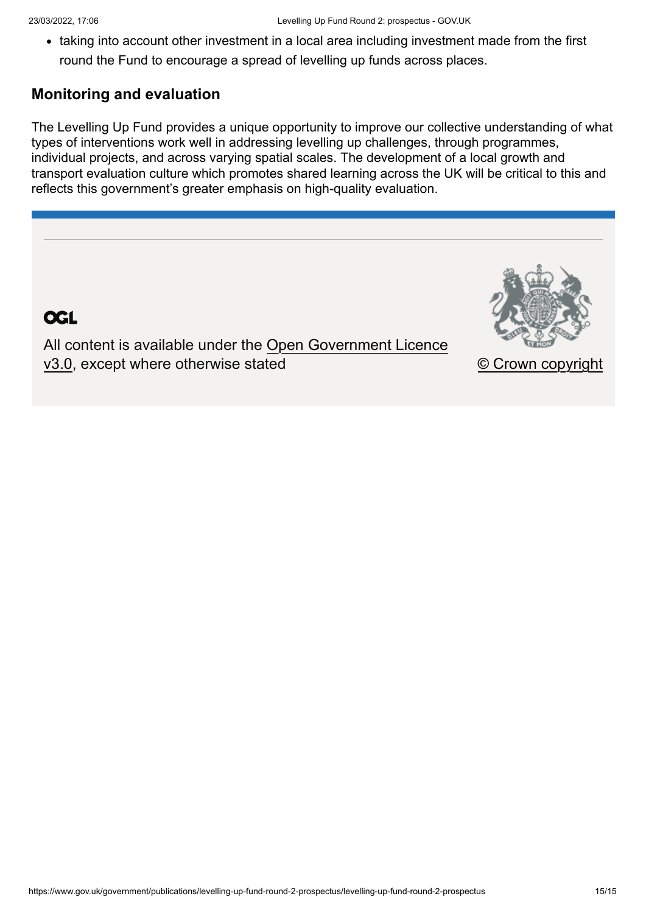- taking into account other investment in a local area including investment made from the first round the Fund to encourage a spread of levelling up funds across places.

### Monitoring and evaluation

The Levelling Up Fund provides a unique opportunity to improve our collective understanding of what types of interventions work well in addressing levelling up challenges, through programmes, individual projects, and across varying spatial scales. The development of a local growth and transport evaluation culture which promotes shared learning across the UK will be critical to this and reflects this government's greater emphasis on high-quality evaluation.

OGL

All content is available under the Open Government Licence v3.0, except where otherwise stated

© Crown copyright